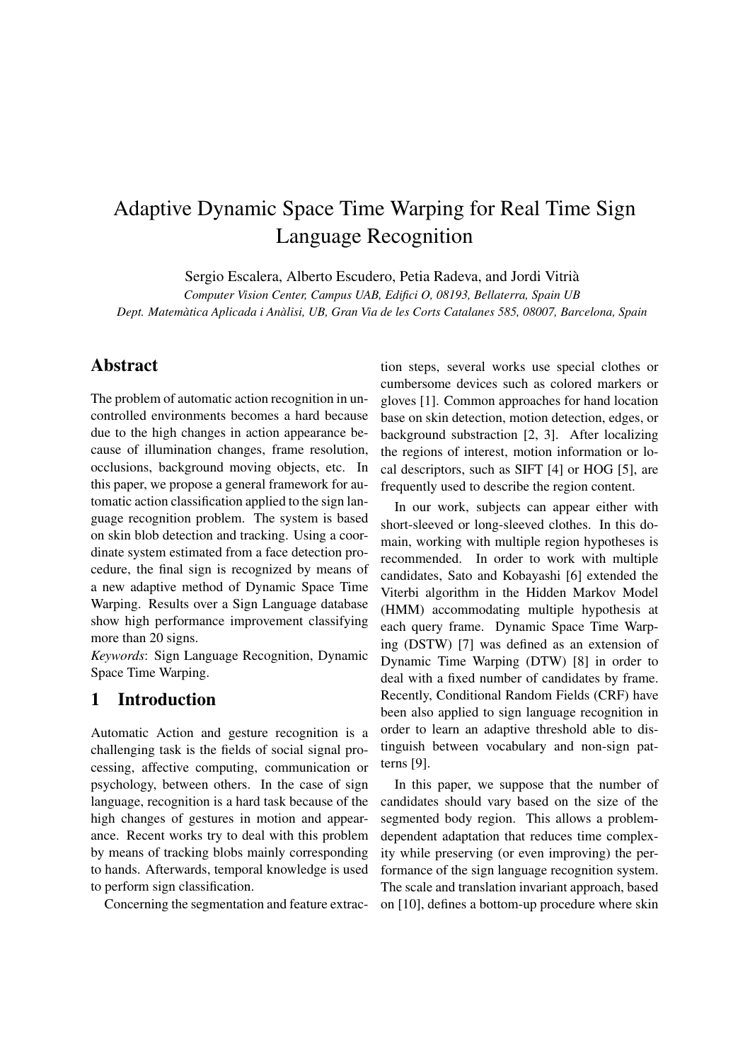# Adaptive Dynamic Space Time Warping for Real Time Sign Language Recognition

Sergio Escalera, Alberto Escudero, Petia Radeva, and Jordi Vitrià

*Computer Vision Center, Campus UAB, Edifici O, 08193, Bellaterra, Spain UB*
*Dept. Matemàtica Aplicada i Anàlisi, UB, Gran Via de les Corts Catalanes 585, 08007, Barcelona, Spain*

## Abstract

The problem of automatic action recognition in uncontrolled environments becomes a hard because due to the high changes in action appearance because of illumination changes, frame resolution, occlusions, background moving objects, etc. In this paper, we propose a general framework for automatic action classification applied to the sign language recognition problem. The system is based on skin blob detection and tracking. Using a coordinate system estimated from a face detection procedure, the final sign is recognized by means of a new adaptive method of Dynamic Space Time Warping. Results over a Sign Language database show high performance improvement classifying more than 20 signs.

*Keywords*: Sign Language Recognition, Dynamic Space Time Warping.

## 1 Introduction

Automatic Action and gesture recognition is a challenging task is the fields of social signal processing, affective computing, communication or psychology, between others. In the case of sign language, recognition is a hard task because of the high changes of gestures in motion and appearance. Recent works try to deal with this problem by means of tracking blobs mainly corresponding to hands. Afterwards, temporal knowledge is used to perform sign classification.

Concerning the segmentation and feature extraction steps, several works use special clothes or cumbersome devices such as colored markers or gloves [1]. Common approaches for hand location base on skin detection, motion detection, edges, or background substraction [2, 3]. After localizing the regions of interest, motion information or local descriptors, such as SIFT [4] or HOG [5], are frequently used to describe the region content.

In our work, subjects can appear either with short-sleeved or long-sleeved clothes. In this domain, working with multiple region hypotheses is recommended. In order to work with multiple candidates, Sato and Kobayashi [6] extended the Viterbi algorithm in the Hidden Markov Model (HMM) accommodating multiple hypothesis at each query frame. Dynamic Space Time Warping (DSTW) [7] was defined as an extension of Dynamic Time Warping (DTW) [8] in order to deal with a fixed number of candidates by frame. Recently, Conditional Random Fields (CRF) have been also applied to sign language recognition in order to learn an adaptive threshold able to distinguish between vocabulary and non-sign patterns [9].

In this paper, we suppose that the number of candidates should vary based on the size of the segmented body region. This allows a problem-dependent adaptation that reduces time complexity while preserving (or even improving) the performance of the sign language recognition system. The scale and translation invariant approach, based on [10], defines a bottom-up procedure where skin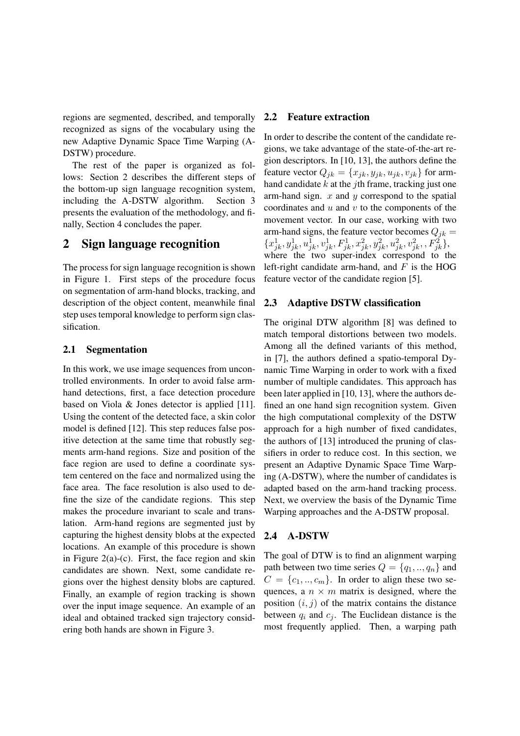regions are segmented, described, and temporally recognized as signs of the vocabulary using the new Adaptive Dynamic Space Time Warping (A-DSTW) procedure.

The rest of the paper is organized as follows: Section 2 describes the different steps of the bottom-up sign language recognition system, including the A-DSTW algorithm. Section 3 presents the evaluation of the methodology, and finally, Section 4 concludes the paper.

## 2 Sign language recognition

The process for sign language recognition is shown in Figure 1. First steps of the procedure focus on segmentation of arm-hand blocks, tracking, and description of the object content, meanwhile final step uses temporal knowledge to perform sign classification.

### 2.1 Segmentation

In this work, we use image sequences from uncontrolled environments. In order to avoid false arm-hand detections, first, a face detection procedure based on Viola & Jones detector is applied [11]. Using the content of the detected face, a skin color model is defined [12]. This step reduces false positive detection at the same time that robustly segments arm-hand regions. Size and position of the face region are used to define a coordinate system centered on the face and normalized using the face area. The face resolution is also used to define the size of the candidate regions. This step makes the procedure invariant to scale and translation. Arm-hand regions are segmented just by capturing the highest density blobs at the expected locations. An example of this procedure is shown in Figure 2(a)-(c). First, the face region and skin candidates are shown. Next, some candidate regions over the highest density blobs are captured. Finally, an example of region tracking is shown over the input image sequence. An example of an ideal and obtained tracked sign trajectory considering both hands are shown in Figure 3.

### 2.2 Feature extraction

In order to describe the content of the candidate regions, we take advantage of the state-of-the-art region descriptors. In [10, 13], the authors define the feature vector $Q_{jk} = \{x_{jk}, y_{jk}, u_{jk}, v_{jk}\}$ for arm-hand candidate $k$ at the $j$th frame, tracking just one arm-hand sign. $x$ and $y$ correspond to the spatial coordinates and $u$ and $v$ to the components of the movement vector. In our case, working with two arm-hand signs, the feature vector becomes $Q_{jk} = \{x^1_{jk}, y^1_{jk}, u^1_{jk}, v^1_{jk}, F^1_{jk}, x^2_{jk}, y^2_{jk}, u^2_{jk}, v^2_{jk}, , F^2_{jk}\}$, where the two super-index correspond to the left-right candidate arm-hand, and $F$ is the HOG feature vector of the candidate region [5].

### 2.3 Adaptive DSTW classification

The original DTW algorithm [8] was defined to match temporal distortions between two models. Among all the defined variants of this method, in [7], the authors defined a spatio-temporal Dynamic Time Warping in order to work with a fixed number of multiple candidates. This approach has been later applied in [10, 13], where the authors defined an one hand sign recognition system. Given the high computational complexity of the DSTW approach for a high number of fixed candidates, the authors of [13] introduced the pruning of classifiers in order to reduce cost. In this section, we present an Adaptive Dynamic Space Time Warping (A-DSTW), where the number of candidates is adapted based on the arm-hand tracking process. Next, we overview the basis of the Dynamic Time Warping approaches and the A-DSTW proposal.

### 2.4 A-DSTW

The goal of DTW is to find an alignment warping path between two time series $Q = \{q_1, .., q_n\}$ and $C = \{c_1, .., c_m\}$. In order to align these two sequences, a $n \times m$ matrix is designed, where the position $(i, j)$ of the matrix contains the distance between $q_i$ and $c_j$. The Euclidean distance is the most frequently applied. Then, a warping path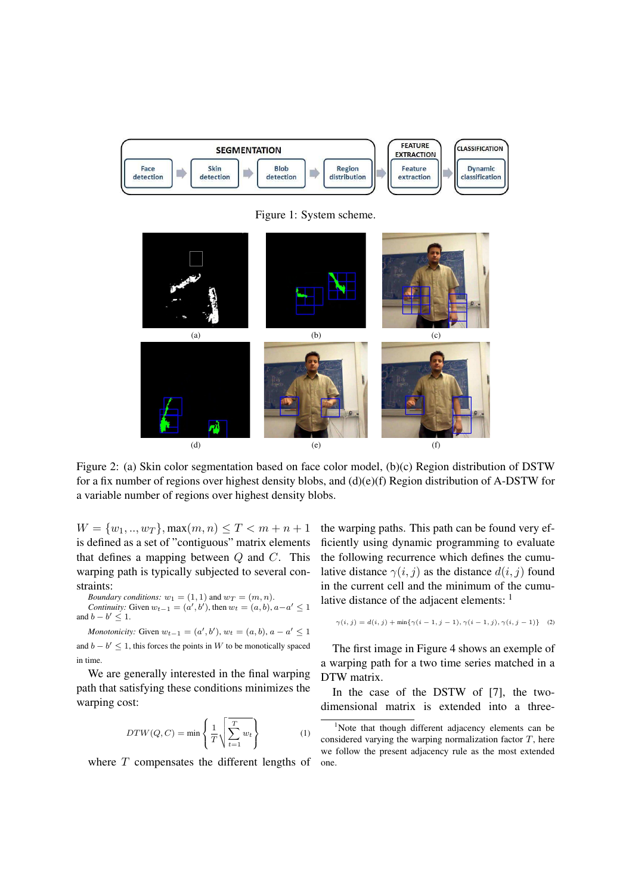Figure 1: System scheme.

Figure 2: (a) Skin color segmentation based on face color model, (b)(c) Region distribution of DSTW for a fix number of regions over highest density blobs, and (d)(e)(f) Region distribution of A-DSTW for a variable number of regions over highest density blobs.

$W = \{w_1, .., w_T\}, \max(m, n) \leq T < m + n + 1$ is defined as a set of "contiguous" matrix elements that defines a mapping between $Q$ and $C$. This warping path is typically subjected to several constraints:

*Boundary conditions:* $w_1 = (1, 1)$ and $w_T = (m, n)$.

*Continuity:* Given $w_{t-1} = (a', b')$, then $w_t = (a, b)$, $a - a' \leq 1$ and $b - b' \leq 1$.

*Monotonicity:* Given $w_{t-1} = (a', b')$, $w_t = (a, b)$, $a - a' \leq 1$ and $b - b' \leq 1$, this forces the points in $W$ to be monotically spaced in time.

We are generally interested in the final warping path that satisfying these conditions minimizes the warping cost:

$$DTW(Q, C) = \min \left\{ \frac{1}{T} \sqrt{\sum_{t=1}^{T} w_t} \right\} \quad (1)$$

where $T$ compensates the different lengths of the warping paths. This path can be found very efficiently using dynamic programming to evaluate the following recurrence which defines the cumulative distance $\gamma(i, j)$ as the distance $d(i, j)$ found in the current cell and the minimum of the cumulative distance of the adjacent elements: [1]

$$\gamma(i, j) = d(i, j) + \min\{\gamma(i-1, j-1), \gamma(i-1, j), \gamma(i, j-1)\} \quad (2)$$

The first image in Figure 4 shows an exemple of a warping path for a two time series matched in a DTW matrix.

In the case of the DSTW of [7], the two-dimensional matrix is extended into a three-

[1] Note that though different adjacency elements can be considered varying the warping normalization factor $T$, here we follow the present adjacency rule as the most extended one.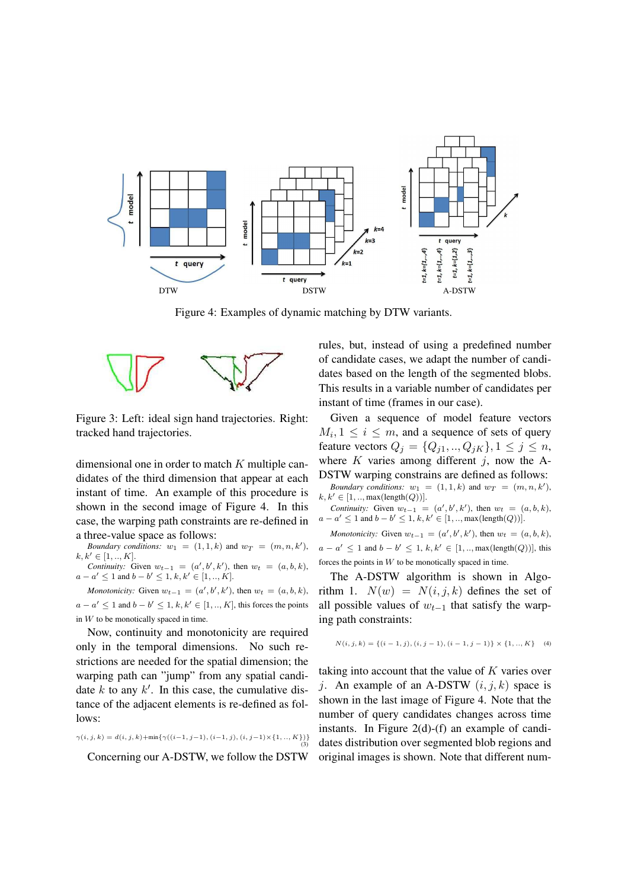Figure 4: Examples of dynamic matching by DTW variants.

Figure 3: Left: ideal sign hand trajectories. Right: tracked hand trajectories.

dimensional one in order to match $K$ multiple candidates of the third dimension that appear at each instant of time. An example of this procedure is shown in the second image of Figure 4. In this case, the warping path constraints are re-defined in a three-value space as follows:

*Boundary conditions:* $w_1 = (1, 1, k)$ and $w_T = (m, n, k')$, $k, k' \in [1, .., K]$.

*Continuity:* Given $w_{t-1} = (a', b', k')$, then $w_t = (a, b, k)$, $a - a' \leq 1$ and $b - b' \leq 1, k, k' \in [1, .., K]$.

*Monotonicity:* Given $w_{t-1} = (a', b', k')$, then $w_t = (a, b, k)$, $a - a' \leq 1$ and $b - b' \leq 1, k, k' \in [1, .., K]$, this forces the points in $W$ to be monotically spaced in time.

Now, continuity and monotonicity are required only in the temporal dimensions. No such restrictions are needed for the spatial dimension; the warping path can "jump" from any spatial candidate $k$ to any $k'$. In this case, the cumulative distance of the adjacent elements is re-defined as follows:

$$\gamma(i,j,k) = d(i,j,k) + \min\{\gamma((i-1,j-1),(i-1,j),(i,j-1) \times \{1,..,K\})\} \quad (3)$$

Concerning our A-DSTW, we follow the DSTW rules, but, instead of using a predefined number of candidate cases, we adapt the number of candidates based on the length of the segmented blobs. This results in a variable number of candidates per instant of time (frames in our case).

Given a sequence of model feature vectors $M_i, 1 \leq i \leq m$, and a sequence of sets of query feature vectors $Q_j = \{Q_{j1}, .., Q_{jK}\}, 1 \leq j \leq n$, where $K$ varies among different $j$, now the A-DSTW warping constrains are defined as follows:

*Boundary conditions:* $w_1 = (1, 1, k)$ and $w_T = (m, n, k')$, $k, k' \in [1, .., \max(\text{length}(Q))]$.

*Continuity:* Given $w_{t-1} = (a', b', k')$, then $w_t = (a, b, k)$, $a - a' \leq 1$ and $b - b' \leq 1, k, k' \in [1, .., \max(\text{length}(Q))]$.

*Monotonicity:* Given $w_{t-1} = (a', b', k')$, then $w_t = (a, b, k)$, $a - a' \leq 1$ and $b - b' \leq 1, k, k' \in [1, .., \max(\text{length}(Q))]$, this forces the points in $W$ to be monotically spaced in time.

The A-DSTW algorithm is shown in Algorithm 1. $N(w) = N(i, j, k)$ defines the set of all possible values of $w_{t-1}$ that satisfy the warping path constraints:

$$N(i,j,k) = \{(i-1,j),(i,j-1),(i-1,j-1)\} \times \{1,..,K\} \quad (4)$$

taking into account that the value of $K$ varies over $j$. An example of an A-DSTW $(i, j, k)$ space is shown in the last image of Figure 4. Note that the number of query candidates changes across time instants. In Figure 2(d)-(f) an example of candidates distribution over segmented blob regions and original images is shown. Note that different num-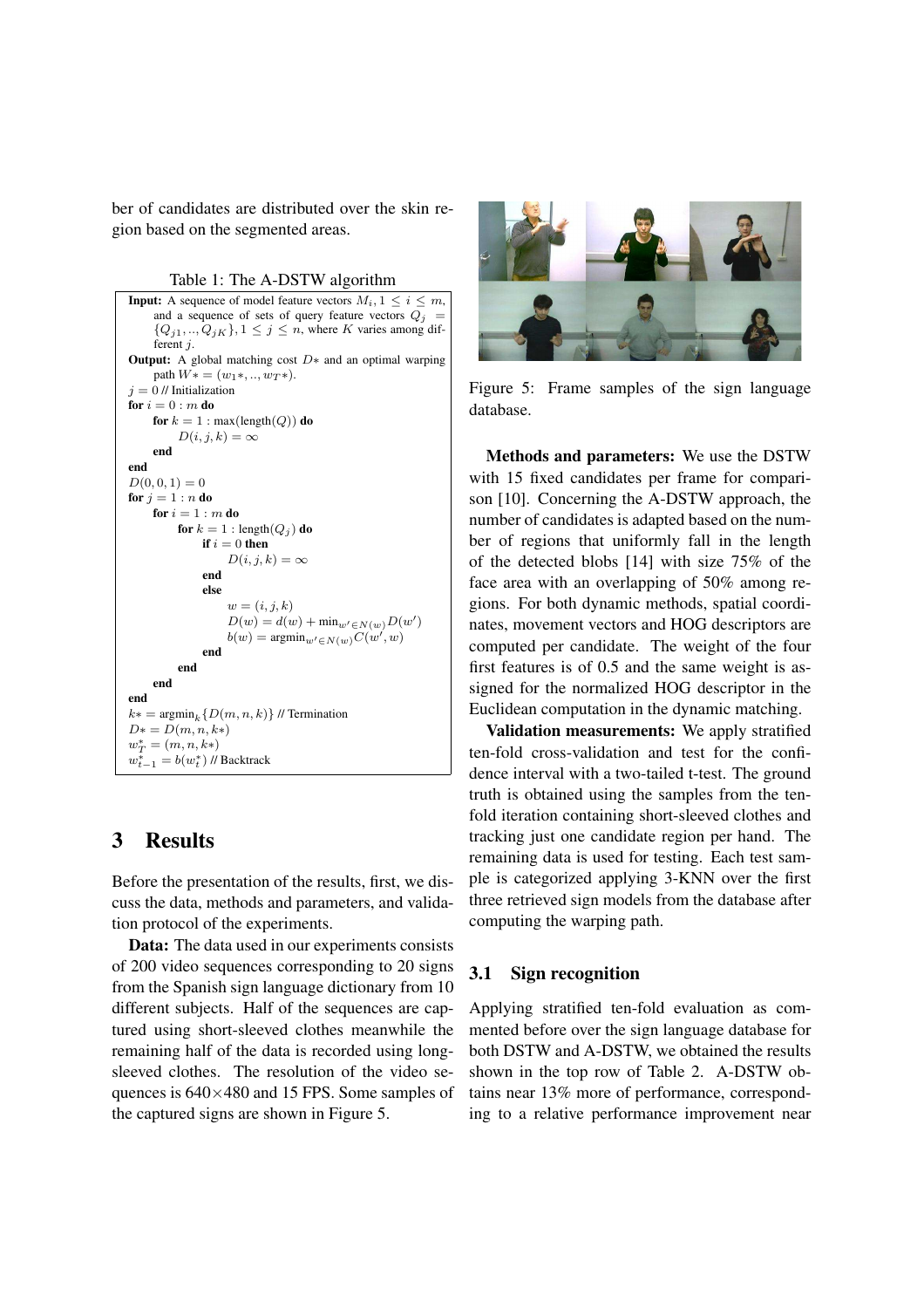ber of candidates are distributed over the skin region based on the segmented areas.

Table 1: The A-DSTW algorithm

```
Input: A sequence of model feature vectors M_i, 1 ≤ i ≤ m,
    and a sequence of sets of query feature vectors Q_j =
    {Q_{j1}, .., Q_{jK}}, 1 ≤ j ≤ n, where K varies among dif-
    ferent j.
Output: A global matching cost D* and an optimal warping
    path W* = (w_1*, .., w_T*).
j = 0 // Initialization
for i = 0 : m do
    for k = 1 : max(length(Q)) do
        D(i, j, k) = ∞
    end
end
D(0, 0, 1) = 0
for j = 1 : n do
    for i = 1 : m do
        for k = 1 : length(Q_j) do
            if i = 0 then
                D(i, j, k) = ∞
            end
            else
                w = (i, j, k)
                D(w) = d(w) + min_{w' ∈ N(w)} D(w')
                b(w) = argmin_{w' ∈ N(w)} C(w', w)
            end
        end
    end
end
k* = argmin_k {D(m, n, k)} // Termination
D* = D(m, n, k*)
w*_T = (m, n, k*)
w*_{t-1} = b(w*_t) // Backtrack
```

## 3 Results

Before the presentation of the results, first, we discuss the data, methods and parameters, and validation protocol of the experiments.

**Data:** The data used in our experiments consists of 200 video sequences corresponding to 20 signs from the Spanish sign language dictionary from 10 different subjects. Half of the sequences are captured using short-sleeved clothes meanwhile the remaining half of the data is recorded using long-sleeved clothes. The resolution of the video sequences is $640 \times 480$ and 15 FPS. Some samples of the captured signs are shown in Figure 5.

Figure 5: Frame samples of the sign language database.

**Methods and parameters:** We use the DSTW with 15 fixed candidates per frame for comparison [10]. Concerning the A-DSTW approach, the number of candidates is adapted based on the number of regions that uniformly fall in the length of the detected blobs [14] with size 75% of the face area with an overlapping of 50% among regions. For both dynamic methods, spatial coordinates, movement vectors and HOG descriptors are computed per candidate. The weight of the four first features is of 0.5 and the same weight is assigned for the normalized HOG descriptor in the Euclidean computation in the dynamic matching.

**Validation measurements:** We apply stratified ten-fold cross-validation and test for the confidence interval with a two-tailed t-test. The ground truth is obtained using the samples from the ten-fold iteration containing short-sleeved clothes and tracking just one candidate region per hand. The remaining data is used for testing. Each test sample is categorized applying 3-KNN over the first three retrieved sign models from the database after computing the warping path.

### 3.1 Sign recognition

Applying stratified ten-fold evaluation as commented before over the sign language database for both DSTW and A-DSTW, we obtained the results shown in the top row of Table 2. A-DSTW obtains near 13% more of performance, corresponding to a relative performance improvement near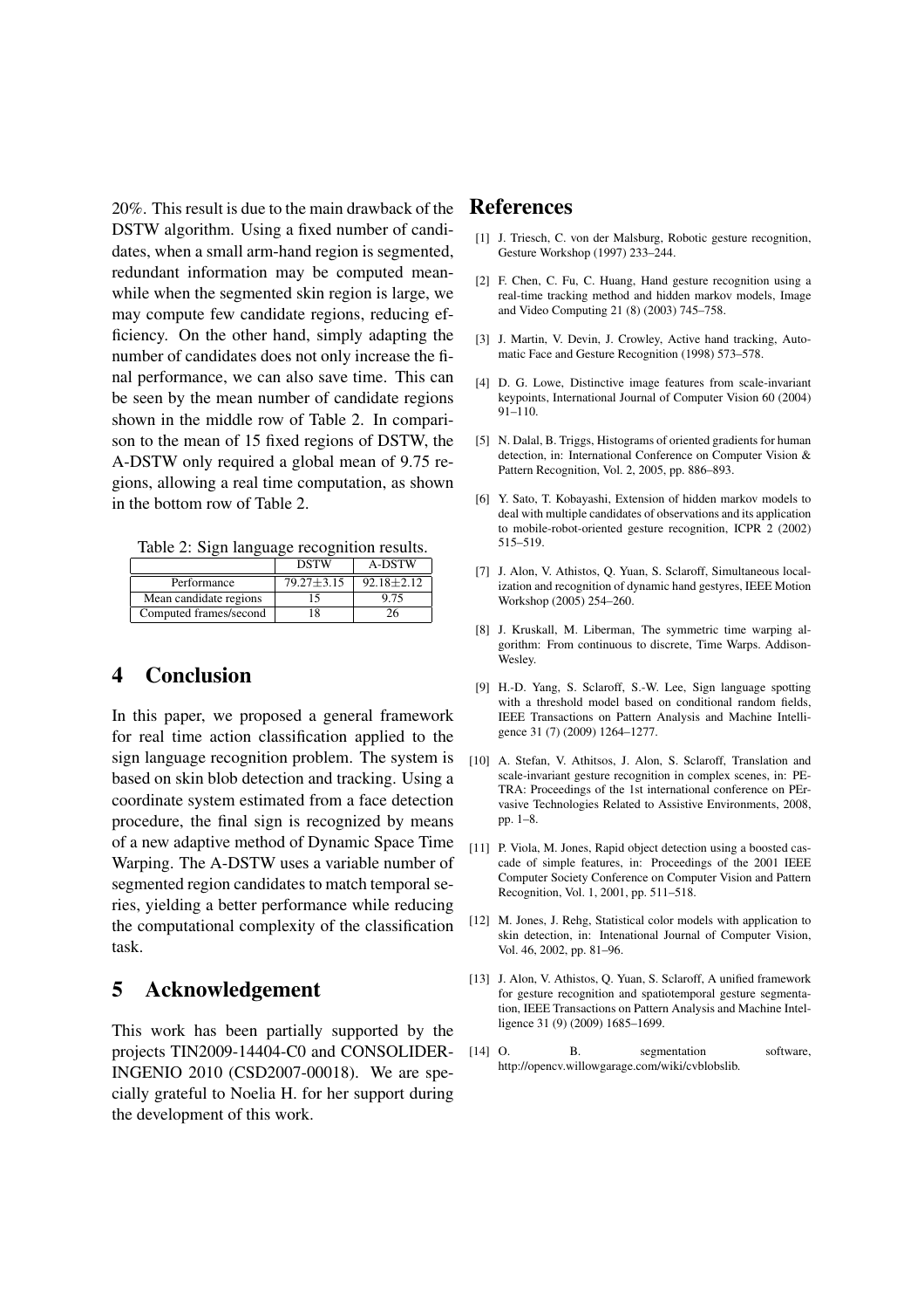20%. This result is due to the main drawback of the DSTW algorithm. Using a fixed number of candidates, when a small arm-hand region is segmented, redundant information may be computed meanwhile when the segmented skin region is large, we may compute few candidate regions, reducing efficiency. On the other hand, simply adapting the number of candidates does not only increase the final performance, we can also save time. This can be seen by the mean number of candidate regions shown in the middle row of Table 2. In comparison to the mean of 15 fixed regions of DSTW, the A-DSTW only required a global mean of 9.75 regions, allowing a real time computation, as shown in the bottom row of Table 2.

Table 2: Sign language recognition results.

| | DSTW | A-DSTW |
|---|---|---|
| Performance | 79.27±3.15 | 92.18±2.12 |
| Mean candidate regions | 15 | 9.75 |
| Computed frames/second | 18 | 26 |

## 4 Conclusion

In this paper, we proposed a general framework for real time action classification applied to the sign language recognition problem. The system is based on skin blob detection and tracking. Using a coordinate system estimated from a face detection procedure, the final sign is recognized by means of a new adaptive method of Dynamic Space Time Warping. The A-DSTW uses a variable number of segmented region candidates to match temporal series, yielding a better performance while reducing the computational complexity of the classification task.

## 5 Acknowledgement

This work has been partially supported by the projects TIN2009-14404-C0 and CONSOLIDER-INGENIO 2010 (CSD2007-00018). We are specially grateful to Noelia H. for her support during the development of this work.

## References

[1] J. Triesch, C. von der Malsburg, Robotic gesture recognition, Gesture Workshop (1997) 233–244.

[2] F. Chen, C. Fu, C. Huang, Hand gesture recognition using a real-time tracking method and hidden markov models, Image and Video Computing 21 (8) (2003) 745–758.

[3] J. Martin, V. Devin, J. Crowley, Active hand tracking, Automatic Face and Gesture Recognition (1998) 573–578.

[4] D. G. Lowe, Distinctive image features from scale-invariant keypoints, International Journal of Computer Vision 60 (2004) 91–110.

[5] N. Dalal, B. Triggs, Histograms of oriented gradients for human detection, in: International Conference on Computer Vision & Pattern Recognition, Vol. 2, 2005, pp. 886–893.

[6] Y. Sato, T. Kobayashi, Extension of hidden markov models to deal with multiple candidates of observations and its application to mobile-robot-oriented gesture recognition, ICPR 2 (2002) 515–519.

[7] J. Alon, V. Athistos, Q. Yuan, S. Sclaroff, Simultaneous localization and recognition of dynamic hand gestyres, IEEE Motion Workshop (2005) 254–260.

[8] J. Kruskall, M. Liberman, The symmetric time warping algorithm: From continuous to discrete, Time Warps. Addison-Wesley.

[9] H.-D. Yang, S. Sclaroff, S.-W. Lee, Sign language spotting with a threshold model based on conditional random fields, IEEE Transactions on Pattern Analysis and Machine Intelligence 31 (7) (2009) 1264–1277.

[10] A. Stefan, V. Athitsos, J. Alon, S. Sclaroff, Translation and scale-invariant gesture recognition in complex scenes, in: PETRA: Proceedings of the 1st international conference on PErvasive Technologies Related to Assistive Environments, 2008, pp. 1–8.

[11] P. Viola, M. Jones, Rapid object detection using a boosted cascade of simple features, in: Proceedings of the 2001 IEEE Computer Society Conference on Computer Vision and Pattern Recognition, Vol. 1, 2001, pp. 511–518.

[12] M. Jones, J. Rehg, Statistical color models with application to skin detection, in: Intenational Journal of Computer Vision, Vol. 46, 2002, pp. 81–96.

[13] J. Alon, V. Athistos, Q. Yuan, S. Sclaroff, A unified framework for gesture recognition and spatiotemporal gesture segmentation, IEEE Transactions on Pattern Analysis and Machine Intelligence 31 (9) (2009) 1685–1699.

[14] O. B. segmentation software, http://opencv.willowgarage.com/wiki/cvblobslib.